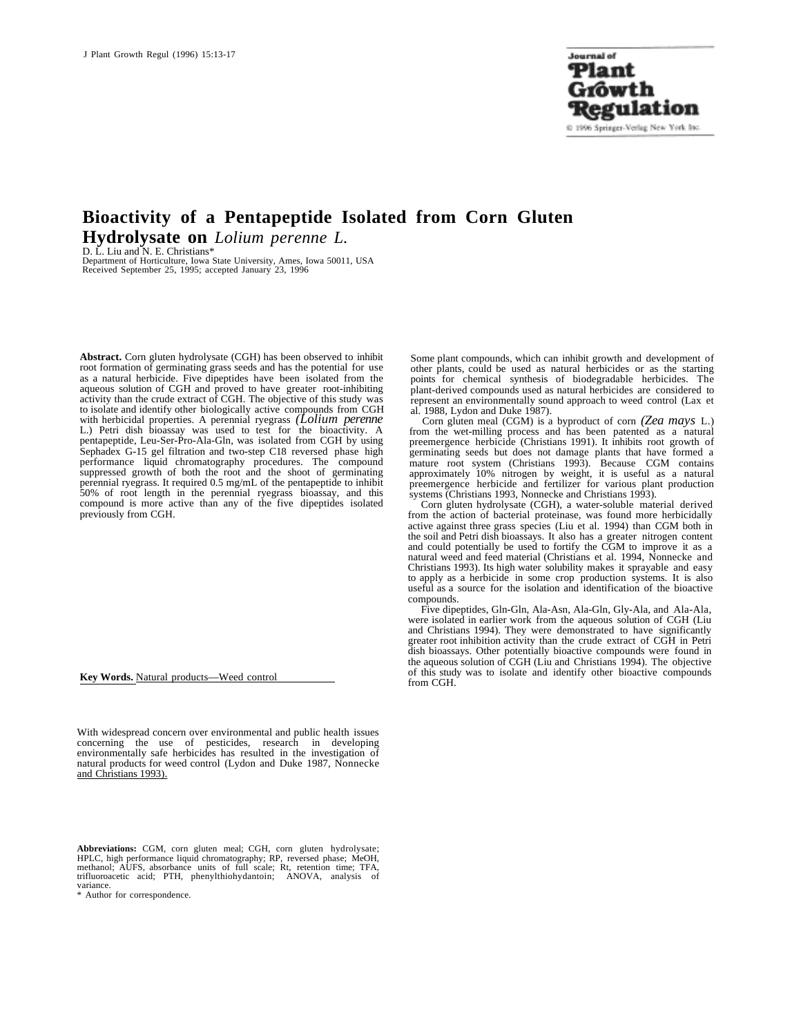# Bioactivity of a Pentapeptide Isolated from Corn Gluten Hydrolysate on *Lolium perenne L.*

D. L. Liu and N. E. Christians*

Department of Horticulture, Iowa State University, Ames, Iowa 50011, USA

Received September 25, 1995; accepted January 23, 1996

**Abstract.** Corn gluten hydrolysate (CGH) has been observed to inhibit root formation of germinating grass seeds and has the potential for use as a natural herbicide. Five dipeptides have been isolated from the aqueous solution of CGH and proved to have greater root-inhibiting activity than the crude extract of CGH. The objective of this study was to isolate and identify other biologically active compounds from CGH with herbicidal properties. A perennial ryegrass *(Lolium perenne* L.) Petri dish bioassay was used to test for the bioactivity. A pentapeptide, Leu-Ser-Pro-Ala-Gln, was isolated from CGH by using Sephadex G-15 gel filtration and two-step C18 reversed phase high performance liquid chromatography procedures. The compound suppressed growth of both the root and the shoot of germinating perennial ryegrass. It required 0.5 mg/mL of the pentapeptide to inhibit 50% of root length in the perennial ryegrass bioassay, and this compound is more active than any of the five dipeptides isolated previously from CGH.

**Key Words.** Natural products—Weed control

With widespread concern over environmental and public health issues concerning the use of pesticides, research in developing environmentally safe herbicides has resulted in the investigation of natural products for weed control (Lydon and Duke 1987, Nonnecke and Christians 1993).

Some plant compounds, which can inhibit growth and development of other plants, could be used as natural herbicides or as the starting points for chemical synthesis of biodegradable herbicides. The plant-derived compounds used as natural herbicides are considered to represent an environmentally sound approach to weed control (Lax et al. 1988, Lydon and Duke 1987).

Corn gluten meal (CGM) is a byproduct of corn *(Zea mays* L.) from the wet-milling process and has been patented as a natural preemergence herbicide (Christians 1991). It inhibits root growth of germinating seeds but does not damage plants that have formed a mature root system (Christians 1993). Because CGM contains approximately 10% nitrogen by weight, it is useful as a natural preemergence herbicide and fertilizer for various plant production systems (Christians 1993, Nonnecke and Christians 1993).

Corn gluten hydrolysate (CGH), a water-soluble material derived from the action of bacterial proteinase, was found more herbicidally active against three grass species (Liu et al. 1994) than CGM both in the soil and Petri dish bioassays. It also has a greater nitrogen content and could potentially be used to fortify the CGM to improve it as a natural weed and feed material (Christians et al. 1994, Nonnecke and Christians 1993). Its high water solubility makes it sprayable and easy to apply as a herbicide in some crop production systems. It is also useful as a source for the isolation and identification of the bioactive compounds.

Five dipeptides, Gln-Gln, Ala-Asn, Ala-Gln, Gly-Ala, and Ala-Ala, were isolated in earlier work from the aqueous solution of CGH (Liu and Christians 1994). They were demonstrated to have significantly greater root inhibition activity than the crude extract of CGH in Petri dish bioassays. Other potentially bioactive compounds were found in the aqueous solution of CGH (Liu and Christians 1994). The objective of this study was to isolate and identify other bioactive compounds from CGH.

**Abbreviations:** CGM, corn gluten meal; CGH, corn gluten hydrolysate; HPLC, high performance liquid chromatography; RP, reversed phase; MeOH, methanol; AUFS, absorbance units of full scale; Rt, retention time; TFA, trifluoroacetic acid; PTH, phenylthiohydantoin; ANOVA, analysis of variance.

\* Author for correspondence.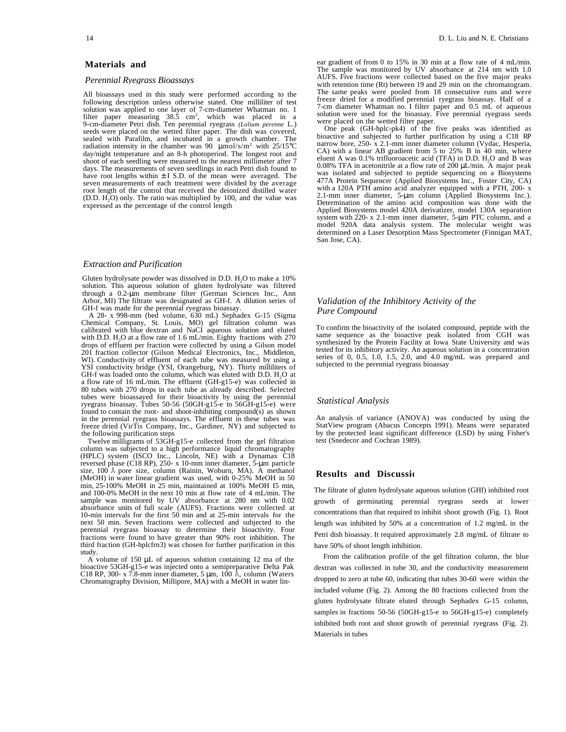## Materials and

### *Perennial Ryegrass Bioassays*

All bioassays used in this study were performed according to the following description unless otherwise stated. One milliliter of test solution was applied to one layer of 7-cm-diameter Whatman no. 1 filter paper measuring 38.5 $cm^2$, which was placed in a 9-cm-diameter Petri dish. Ten perennial ryegrass (*Lolium perenne* L.) seeds were placed on the wetted filter paper. The dish was covered, sealed with Parafilm, and incubated in a growth chamber. The radiation intensity in the chamber was 90 μmol/s/$m^2$ with 25/15°C day/night temperature and an 8-h photoperiod. The longest root and shoot of each seedling were measured to the nearest millimeter after 7 days. The measurements of seven seedlings in each Petri dish found to have root lengths within ± I S.D. of the mean were averaged. The seven measurements of each treatment were divided by the average root length of the control that received the deionized distilled water (D.D. $H_2O$) only. The ratio was multiplied by 100, and the value was expressed as the percentage of the control length

### *Extraction and Purification*

Gluten hydrolysate powder was dissolved in D.D. $H_2O$ to make a 10% solution. This aqueous solution of gluten hydrolysate was filtered through a 0.2-μm membrane filter (German Sciences Inc., Ann Arbor, MI) The filtrate was designated as GH-f. A dilution series of GH-f was made for the perennial ryegrass bioassay.

A 28- x 998-mm (bed volume, 630 mL) Sephadex G-15 (Sigma Chemical Company, St. Louis, MO) gel filtration column was calibrated with blue dextran and NaCI aqueous solution and eluted with D.D. $H_2O$ at a flow rate of 1.6 mL/min. Eighty fractions with 270 drops of effluent per fraction were collected by using a Gilson model 201 fraction collector (Gilson Medical Electronics, Inc., Middleton, WI). Conductivity of effluent of each tube was measured by using a YSI conductivity bridge (YSI, Orangeburg, NY). Thirty milliliters of GH-f was loaded onto the column, which was eluted with D.D. $H_2O$ at a flow rate of 16 mL/min. The effluent (GH-g15-e) was collected in 80 tubes with 270 drops in each tube as already described. Selected tubes were bioassayed for their bioactivity by using the perennial ryegrass bioassay. Tubes 50-56 (50GH-g15-e to 56GH-g15-e) were found to contain the root- and shoot-inhibiting compound(s) as shown in the perennial ryegrass bioassays. The effluent in these tubes was freeze dried (VirTis Company, Inc., Gardiner, NY) and subjected to the following purification steps

Twelve milligrams of 53GH-g15-e collected from the gel filtration column was subjected to a high performance liquid chromatography (HPLC) system (ISCO Inc., Lincoln, NE) with a Dynamax C18 reversed phase (C18 RP), 250- x 10-mm inner diameter, 5-μm particle size, 100 Å pore size, column (Rainin, Woburn, MA). A methanol (MeOH) in water linear gradient was used, with 0-25% MeOH in 50 min, 25-100% MeOH in 25 min, maintained at 100% MeOH I5 min, and 100-0% MeOH in the next 10 min at flow rate of 4 mL/min. The sample was monitored by UV absorbance at 280 nm with 0.02 absorbance units of full scale (AUFS). Fractions were collected at 10-min intervals for the first 50 min and at 25-min intervals for the next 50 min. Seven fractions were collected and subjected to the perennial ryegrass bioassay to determine their bioactivity. Four fractions were found to have greater than 90% root inhibition. The third fraction (GH-hplcfrn3) was chosen for further purification in this study.

A volume of 150 μL of aqueous solution containing 12 ma of the bioactive 53GH-g15-e was injected onto a semipreparative Delta Pak C18 RP, 300- x 7.8-mm inner diameter, 5 μm, 100 Å, column (Waters Chromatography Division, Millipore, MA) with a MeOH in water linear gradient of from 0 to 15% in 30 min at a flow rate of 4 mL/min. The sample was monitored by UV absorbance at 214 nm with 1.0 AUFS. Five fractions were collected based on the five major peaks with retention time (Rt) between 19 and 29 min on the chromatogram. The same peaks were pooled from 18 consecutive runs and were freeze dried for a modified perennial ryegrass bioassay. Half of a 7-cm diameter Whatman no. I filter paper and 0.5 mL of aqueous solution were used for the bioassay. Five perennial ryegrass seeds were placed on the wetted filter paper.

One peak (GH-hplc-pk4) of the five peaks was identified as bioactive and subjected to further purlfication by using a C18 RP narrow bore, 250- x 2.1-mm inner diameter column (Vydac, Hesperia, CA) with a linear AB gradient from 5 to 25% B in 40 min, where eluent A was 0.1% trifluoroacetic acid (TFA) in D.D. $H_2O$ and B was 0.08% TFA in acetonitrile at a flow rate of 200 μL/min. A major peak was isolated and subjected to peptide sequencing on a Biosystems 477A Protein Sequencer (Applied Biosystems Inc., Foster City, CA) with a 120A PTH amino acid analyzer equipped with a PTH, 200- x 2.1-mm inner diameter, 5-μm column (Applied Biosystems Inc.). Determination of the amino acid composition was done with the Applied Biosystems model 420A derivatizer, model 130A separation system with 220- x 2.1-mm inner diameter, 5-μm PTC column, and a model 920A data analysis system. The molecular weight was determined on a Laser Desorption Mass Spectrometer (Finnigan MAT, San Jose, CA).

### *Validation of the Inhibitory Activity of the Pure Compound*

To confirm the bioactivity of the isolated compound, peptide with the same sequence as the bioactive peak isolated from CGH was synthesized by the Protein Facility at Iowa State University and was tested for its inhibitory activity. An aqueous solution in a concentration series of 0, 0.5, 1.0, 1.5, 2.0, and 4.0 mg/mL was prepared and subjected to the perennial ryegrass bioassay

### *Statistical Analysis*

An analysis of variance (ANOVA) was conducted by using the StatView program (Abacus Concepts 1991). Means were separated by the protected least significant difference (LSD) by using Fisher's test (Snedecor and Cochran 1989).

## Results and Discussio

The filtrate of gluten hydrolysate aqueous solution (GHf) inhibited root growth of germinating perennial ryegrass seeds at lower concentrations than that required to inhibit shoot growth (Fig. 1). Root length was inhibited by 50% at a concentration of 1.2 mg/mL in the Petri dish bioassay. It required approximately 2.8 mg/mL of filtrate to have 50% of shoot length inhibition.

From the calibration profile of the gel filtration column, the blue dextran was collected in tube 30, and the conductivity measurement dropped to zero at tube 60, indicating that tubes 30-60 were within the included volume (Fig. 2). Among the 80 fractions collected from the gluten hydrolysate filtrate eluted through Sephadex G-15 column, samples in fractions 50-56 (50GH-g15-e to 56GH-g15-e) completely inhibited both root and shoot growth of perennial ryegrass (Fig. 2). Materials in tubes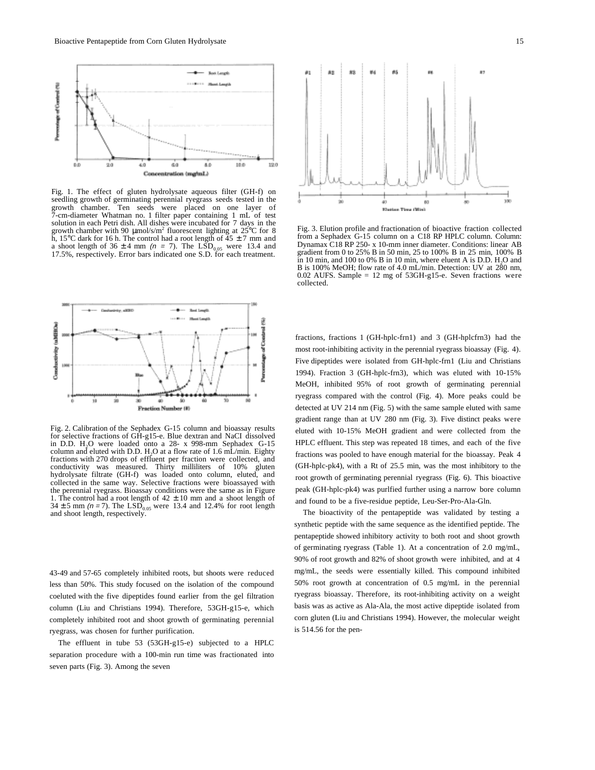Fig. 1. The effect of gluten hydrolysate aqueous filter (GH-f) on seedling growth of germinating perennial ryegrass seeds tested in the growth chamber. Ten seeds were placed on one layer of 7-cm-diameter Whatman no. 1 filter paper containing 1 mL of test solution in each Petri dish. All dishes were incubated for 7 days in the growth chamber with 90 µmol/s/m² fluorescent lighting at 25°C for 8 h, 15°C dark for 16 h. The control had a root length of 45 ± 7 mm and a shoot length of 36 ± 4 mm *(n* = 7). The $LSD_{0.05}$ were 13.4 and 17.5%, respectively. Error bars indicated one S.D. for each treatment.

Fig. 2. Calibration of the Sephadex G-15 column and bioassay results for selective fractions of GH-g15-e. Blue dextran and NaCI dissolved in D.D. $H_2O$ were loaded onto a 28- x 998-mm Sephadex G-15 column and eluted with D.D. $H_2O$ at a flow rate of 1.6 mL/min. Eighty fractions with 270 drops of effluent per fraction were collected, and conductivity was measured. Thirty milliliters of 10% gluten hydrolysate filtrate (GH-f) was loaded onto column, eluted, and collected in the same way. Selective fractions were bioassayed with the perennial ryegrass. Bioassay conditions were the same as in Figure 1. The control had a root length of 42 ± 10 mm and a shoot length of 34 ± 5 mm *(n* = 7). The $LSD_{0.05}$ were 13.4 and 12.4% for root length and shoot length, respectively.

43-49 and 57-65 completely inhibited roots, but shoots were reduced less than 50%. This study focused on the isolation of the compound coeluted with the five dipeptides found earlier from the gel filtration column (Liu and Christians 1994). Therefore, 53GH-g15-e, which completely inhibited root and shoot growth of germinating perennial ryegrass, was chosen for further purification.

The effluent in tube 53 (53GH-g15-e) subjected to a HPLC separation procedure with a 100-min run time was fractionated into seven parts (Fig. 3). Among the seven

Fig. 3. Elution profile and fractionation of bioactive fraction collected from a Sephadex G-15 column on a C18 RP HPLC column. Column: Dynamax C18 RP 250- x 10-mm inner diameter. Conditions: linear AB gradient from 0 to 25% B in 50 min, 25 to 100% B in 25 min, 100% B in 10 min, and 100 to 0% B in 10 min, where eluent A is D.D. $H_2O$ and B is 100% MeOH; flow rate of 4.0 mL/min. Detection: UV at 280 nm, 0.02 AUFS. Sample = 12 mg of 53GH-g15-e. Seven fractions were collected.

fractions, fractions 1 (GH-hplc-frn1) and 3 (GH-hplcfrn3) had the most root-inhibiting activity in the perennial ryegrass bioassay (Fig. 4). Five dipeptides were isolated from GH-hplc-frn1 (Liu and Christians 1994). Fraction 3 (GH-hplc-frn3), which was eluted with 10-15% MeOH, inhibited 95% of root growth of germinating perennial ryegrass compared with the control (Fig. 4). More peaks could be detected at UV 214 nm (Fig. 5) with the same sample eluted with same gradient range than at UV 280 nm (Fig. 3). Five distinct peaks were eluted with 10-15% MeOH gradient and were collected from the HPLC effluent. This step was repeated 18 times, and each of the five fractions was pooled to have enough material for the bioassay. Peak 4 (GH-hplc-pk4), with a Rt of 25.5 min, was the most inhibitory to the root growth of germinating perennial ryegrass (Fig. 6). This bioactive peak (GH-hplc-pk4) was purlfied further using a narrow bore column and found to be a five-residue peptide, Leu-Ser-Pro-Ala-Gln.

The bioactivity of the pentapeptide was validated by testing a synthetic peptide with the same sequence as the identified peptide. The pentapeptide showed inhibitory activity to both root and shoot growth of germinating ryegrass (Table 1). At a concentration of 2.0 mg/mL, 90% of root growth and 82% of shoot growth were inhibited, and at 4 mg/mL, the seeds were essentially killed. This compound inhibited 50% root growth at concentration of 0.5 mg/mL in the perennial ryegrass bioassay. Therefore, its root-inhibiting activity on a weight basis was as active as Ala-Ala, the most active dipeptide isolated from corn gluten (Liu and Christians 1994). However, the molecular weight is 514.56 for the pen-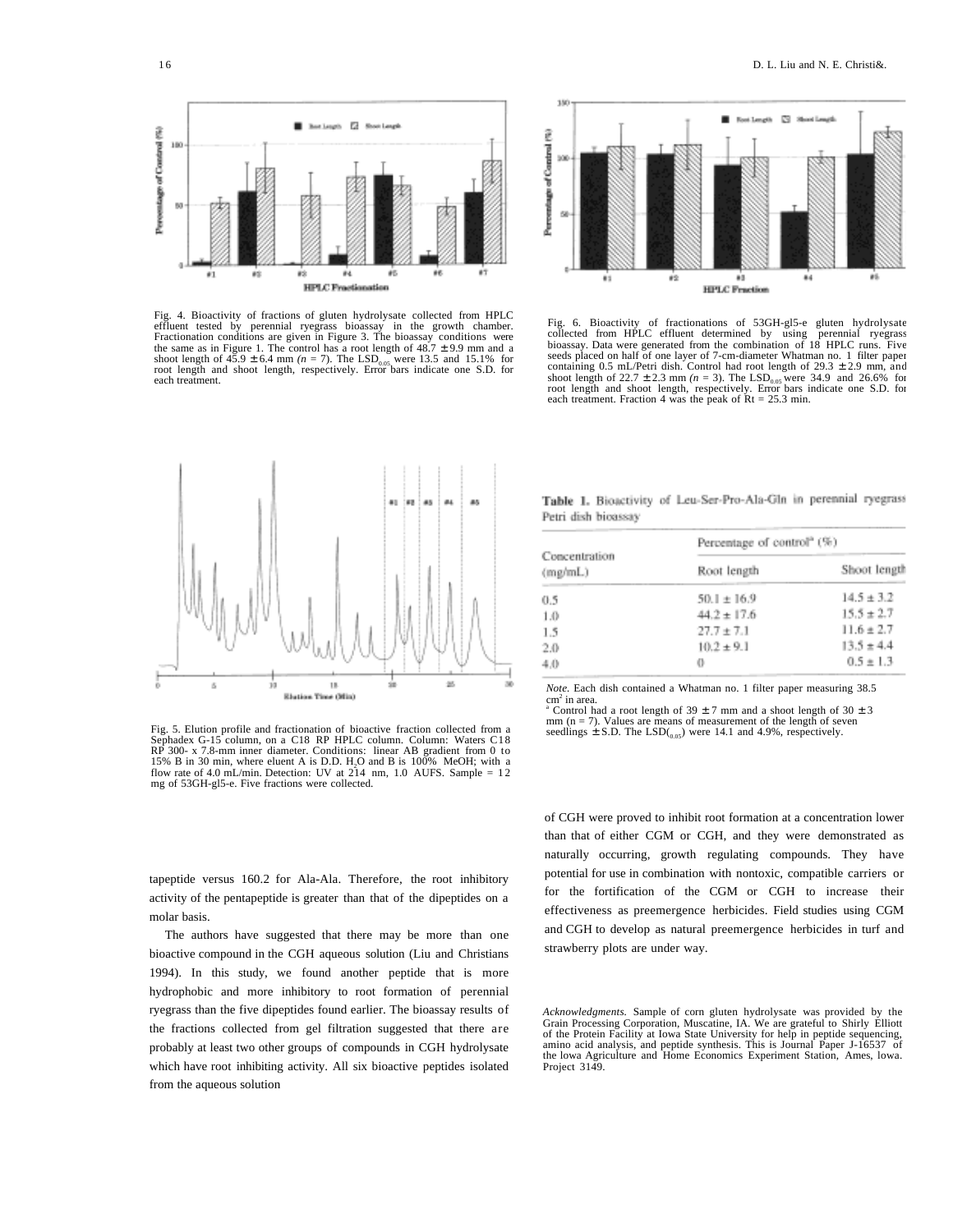Fig. 4. Bioactivity of fractions of gluten hydrolysate collected from HPLC effluent tested by perennial ryegrass bioassay in the growth chamber. Fractionation conditions are given in Figure 3. The bioassay conditions were the same as in Figure 1. The control has a root length of 48.7 ± 9.9 mm and a shoot length of 45.9 ± 6.4 mm ($n$ = 7). The $LSD_{0.05}$ were 13.5 and 15.1% for root length and shoot length, respectively. Error bars indicate one S.D. for each treatment.

Fig. 6. Bioactivity of fractionations of 53GH-gl5-e gluten hydrolysate collected from HPLC effluent determined by using perennial ryegrass bioassay. Data were generated from the combination of 18 HPLC runs. Five seeds placed on half of one layer of 7-cm-diameter Whatman no. 1 filter paper containing 0.5 mL/Petri dish. Control had root length of 29.3 ± 2.9 mm, and shoot length of 22.7 ± 2.3 mm ($n$ = 3). The $LSD_{0.05}$ were 34.9 and 26.6% for root length and shoot length, respectively. Error bars indicate one S.D. for each treatment. Fraction 4 was the peak of Rt = 25.3 min.

Fig. 5. Elution profile and fractionation of bioactive fraction collected from a Sephadex G-15 column, on a C18 RP HPLC column. Column: Waters C18 RP 300- x 7.8-mm inner diameter. Conditions: linear AB gradient from 0 to 15% B in 30 min, where eluent A is D.D. $H_2O$ and B is 100% MeOH; with a flow rate of 4.0 mL/min. Detection: UV at 214 nm, 1.0 AUFS. Sample = 12 mg of 53GH-gl5-e. Five fractions were collected.

**Table 1.** Bioactivity of Leu-Ser-Pro-Ala-Gln in perennial ryegrass Petri dish bioassay

| Concentration (mg/mL) | Percentage of control[a] (%) | |
|---|---|---|
| | Root length | Shoot length |
| 0.5 | 50.1 ± 16.9 | 14.5 ± 3.2 |
| 1.0 | 44.2 ± 17.6 | 15.5 ± 2.7 |
| 1.5 | 27.7 ± 7.1 | 11.6 ± 2.7 |
| 2.0 | 10.2 ± 9.1 | 13.5 ± 4.4 |
| 4.0 | 0 | 0.5 ± 1.3 |

*Note.* Each dish contained a Whatman no. 1 filter paper measuring 38.5 $cm^2$ in area.
[a] Control had a root length of 39 ± 7 mm and a shoot length of 30 ± 3 mm (n = 7). Values are means of measurement of the length of seven seedlings ± S.D. The $LSD_{(0.05)}$ were 14.1 and 4.9%, respectively.

tapeptide versus 160.2 for Ala-Ala. Therefore, the root inhibitory activity of the pentapeptide is greater than that of the dipeptides on a molar basis.

The authors have suggested that there may be more than one bioactive compound in the CGH aqueous solution (Liu and Christians 1994). In this study, we found another peptide that is more hydrophobic and more inhibitory to root formation of perennial ryegrass than the five dipeptides found earlier. The bioassay results of the fractions collected from gel filtration suggested that there are probably at least two other groups of compounds in CGH hydrolysate which have root inhibiting activity. All six bioactive peptides isolated from the aqueous solution of CGH were proved to inhibit root formation at a concentration lower than that of either CGM or CGH, and they were demonstrated as naturally occurring, growth regulating compounds. They have potential for use in combination with nontoxic, compatible carriers or for the fortification of the CGM or CGH to increase their effectiveness as preemergence herbicides. Field studies using CGM and CGH to develop as natural preemergence herbicides in turf and strawberry plots are under way.

*Acknowledgments.* Sample of corn gluten hydrolysate was provided by the Grain Processing Corporation, Muscatine, IA. We are grateful to Shirly Elliott of the Protein Facility at Iowa State University for help in peptide sequencing, amino acid analysis, and peptide synthesis. This is Journal Paper J-16537 of the Iowa Agriculture and Home Economics Experiment Station, Ames, Iowa. Project 3149.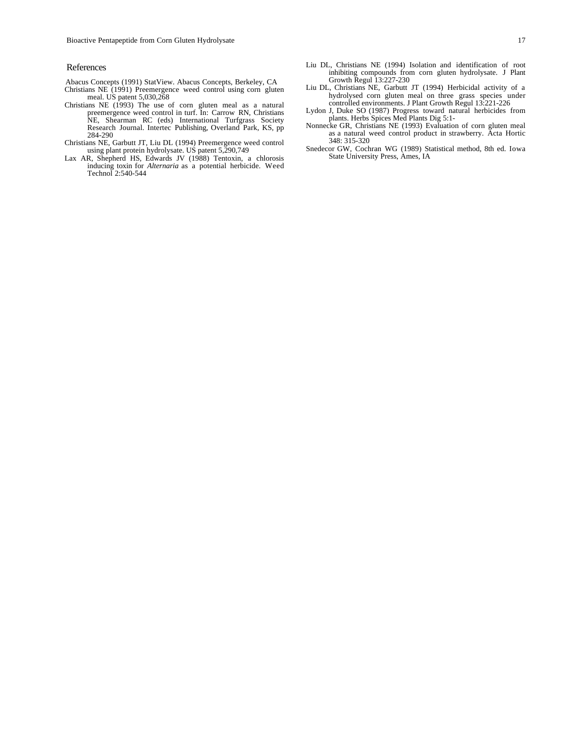## References

Abacus Concepts (1991) StatView. Abacus Concepts, Berkeley, CA

Christians NE (1991) Preemergence weed control using corn gluten meal. US patent 5,030,268

Christians NE (1993) The use of corn gluten meal as a natural preemergence weed control in turf. In: Carrow RN, Christians NE, Shearman RC (eds) International Turfgrass Society Research Journal. Intertec Publishing, Overland Park, KS, pp 284-290

Christians NE, Garbutt JT, Liu DL (1994) Preemergence weed control using plant protein hydrolysate. US patent 5,290,749

Lax AR, Shepherd HS, Edwards JV (1988) Tentoxin, a chlorosis inducing toxin for *Alternaria* as a potential herbicide. Weed Technol 2:540-544

Liu DL, Christians NE (1994) Isolation and identification of root inhibiting compounds from corn gluten hydrolysate. J Plant Growth Regul 13:227-230

Liu DL, Christians NE, Garbutt JT (1994) Herbicidal activity of a hydrolysed corn gluten meal on three grass species under controlled environments. J Plant Growth Regul 13:221-226

Lydon J, Duke SO (1987) Progress toward natural herbicides from plants. Herbs Spices Med Plants Dig 5:1-

Nonnecke GR, Christians NE (1993) Evaluation of corn gluten meal as a natural weed control product in strawberry. Acta Hortic 348: 315-320

Snedecor GW, Cochran WG (1989) Statistical method, 8th ed. Iowa State University Press, Ames, IA